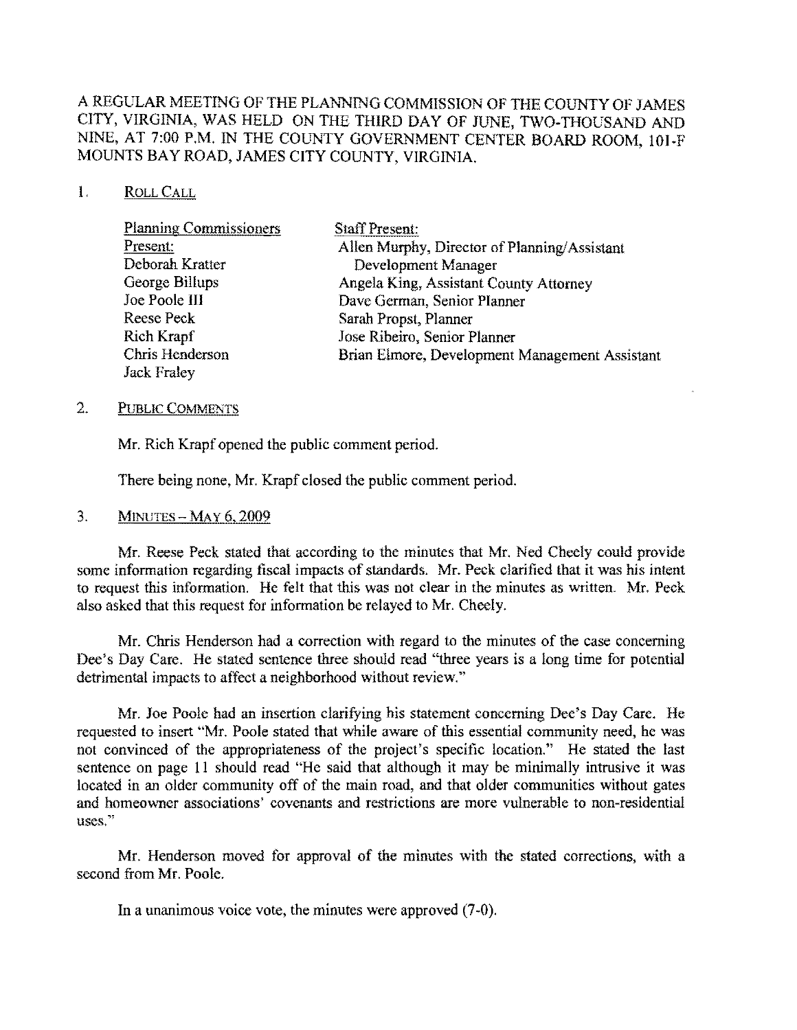A REGULAR MEETING OF THE PLANNING COMMISSION OF THE COUNTY OF JAMES CITY, VIRGINIA, WAS HELD ON THE THIRD DAY OF JUNE, TWO-THOUSAND AND NINE, AT 7:00 P.M. IN THE COUNTY GOVERNMENT CENTER BOARD ROOM, 101-F MOUNTS BAY ROAD, JAMES CITY COUNTY, VIRGINIA.

1. ROLL CALL

| Planning Commissioners Present: | Staff Present: |
|---|---|
| Deborah Kratter | Allen Murphy, Director of Planning/Assistant Development Manager |
| George Billups | Angela King, Assistant County Attorney |
| Joe Poole III | Dave German, Senior Planner |
| Reese Peck | Sarah Propst, Planner |
| Rich Krapf | Jose Ribeiro, Senior Planner |
| Chris Henderson | Brian Elmore, Development Management Assistant |
| Jack Fraley | |

2. PUBLIC COMMENTS

Mr. Rich Krapf opened the public comment period.

There being none, Mr. Krapf closed the public comment period.

3. MINUTES – MAY 6, 2009

Mr. Reese Peck stated that according to the minutes that Mr. Ned Cheely could provide some information regarding fiscal impacts of standards. Mr. Peck clarified that it was his intent to request this information. He felt that this was not clear in the minutes as written. Mr. Peck also asked that this request for information be relayed to Mr. Cheely.

Mr. Chris Henderson had a correction with regard to the minutes of the case concerning Dee's Day Care. He stated sentence three should read "three years is a long time for potential detrimental impacts to affect a neighborhood without review."

Mr. Joe Poole had an insertion clarifying his statement concerning Dee's Day Care. He requested to insert "Mr. Poole stated that while aware of this essential community need, he was not convinced of the appropriateness of the project's specific location." He stated the last sentence on page 11 should read "He said that although it may be minimally intrusive it was located in an older community off of the main road, and that older communities without gates and homeowner associations' covenants and restrictions are more vulnerable to non-residential uses."

Mr. Henderson moved for approval of the minutes with the stated corrections, with a second from Mr. Poole.

In a unanimous voice vote, the minutes were approved (7-0).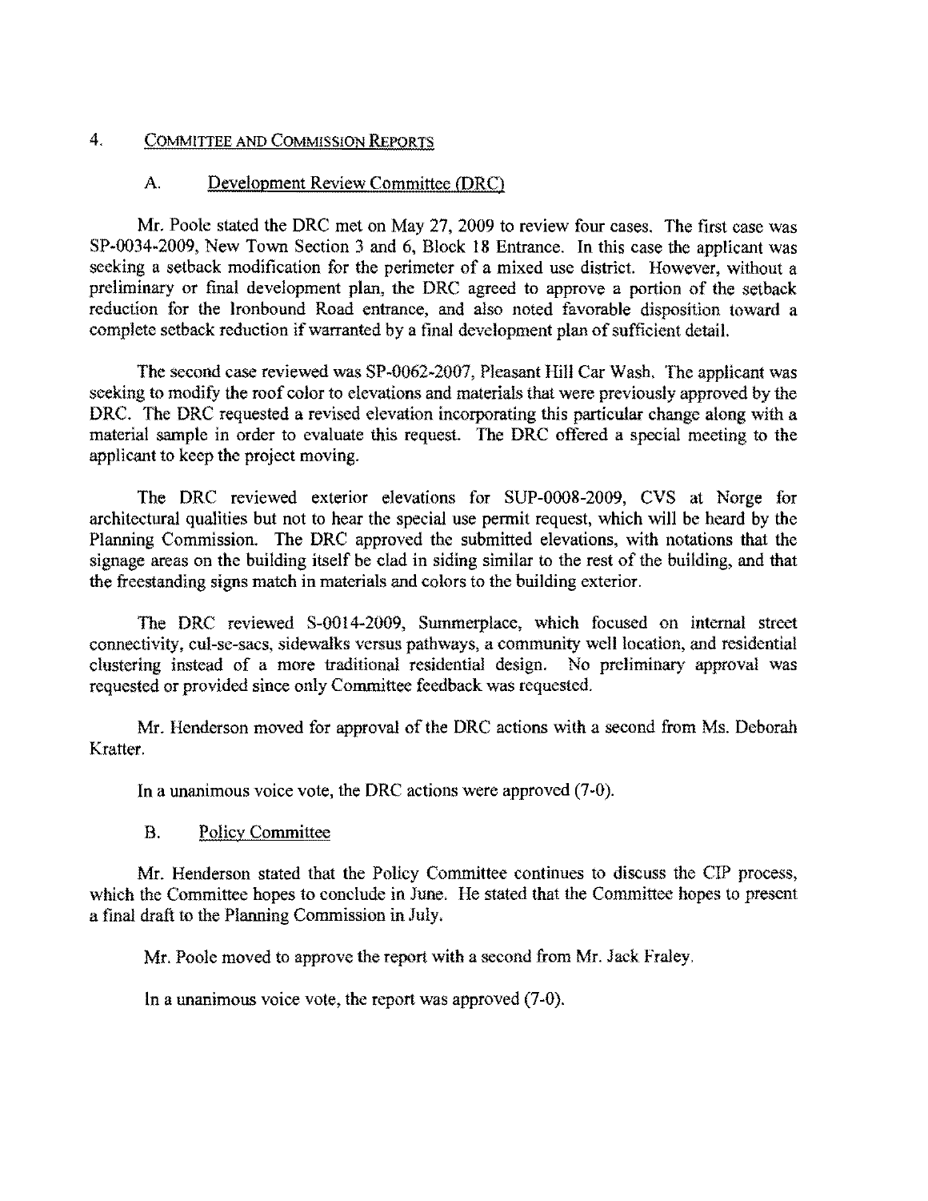## 4. Committee and Commission Reports

### A. Development Review Committee (DRC)

Mr. Poole stated the DRC met on May 27, 2009 to review four cases. The first case was SP-0034-2009, New Town Section 3 and 6, Block 18 Entrance. In this case the applicant was seeking a setback modification for the perimeter of a mixed use district. However, without a preliminary or final development plan, the DRC agreed to approve a portion of the setback reduction for the Ironbound Road entrance, and also noted favorable disposition toward a complete setback reduction if warranted by a final development plan of sufficient detail.

The second case reviewed was SP-0062-2007, Pleasant Hill Car Wash. The applicant was seeking to modify the roof color to elevations and materials that were previously approved by the DRC. The DRC requested a revised elevation incorporating this particular change along with a material sample in order to evaluate this request. The DRC offered a special meeting to the applicant to keep the project moving.

The DRC reviewed exterior elevations for SUP-0008-2009, CVS at Norge for architectural qualities but not to hear the special use permit request, which will be heard by the Planning Commission. The DRC approved the submitted elevations, with notations that the signage areas on the building itself be clad in siding similar to the rest of the building, and that the freestanding signs match in materials and colors to the building exterior.

The DRC reviewed S-0014-2009, Summerplace, which focused on internal street connectivity, cul-se-sacs, sidewalks versus pathways, a community well location, and residential clustering instead of a more traditional residential design. No preliminary approval was requested or provided since only Committee feedback was requested.

Mr. Henderson moved for approval of the DRC actions with a second from Ms. Deborah Kratter.

In a unanimous voice vote, the DRC actions were approved (7-0).

### B. Policy Committee

Mr. Henderson stated that the Policy Committee continues to discuss the CIP process, which the Committee hopes to conclude in June. He stated that the Committee hopes to present a final draft to the Planning Commission in July.

Mr. Poole moved to approve the report with a second from Mr. Jack Fraley.

In a unanimous voice vote, the report was approved (7-0).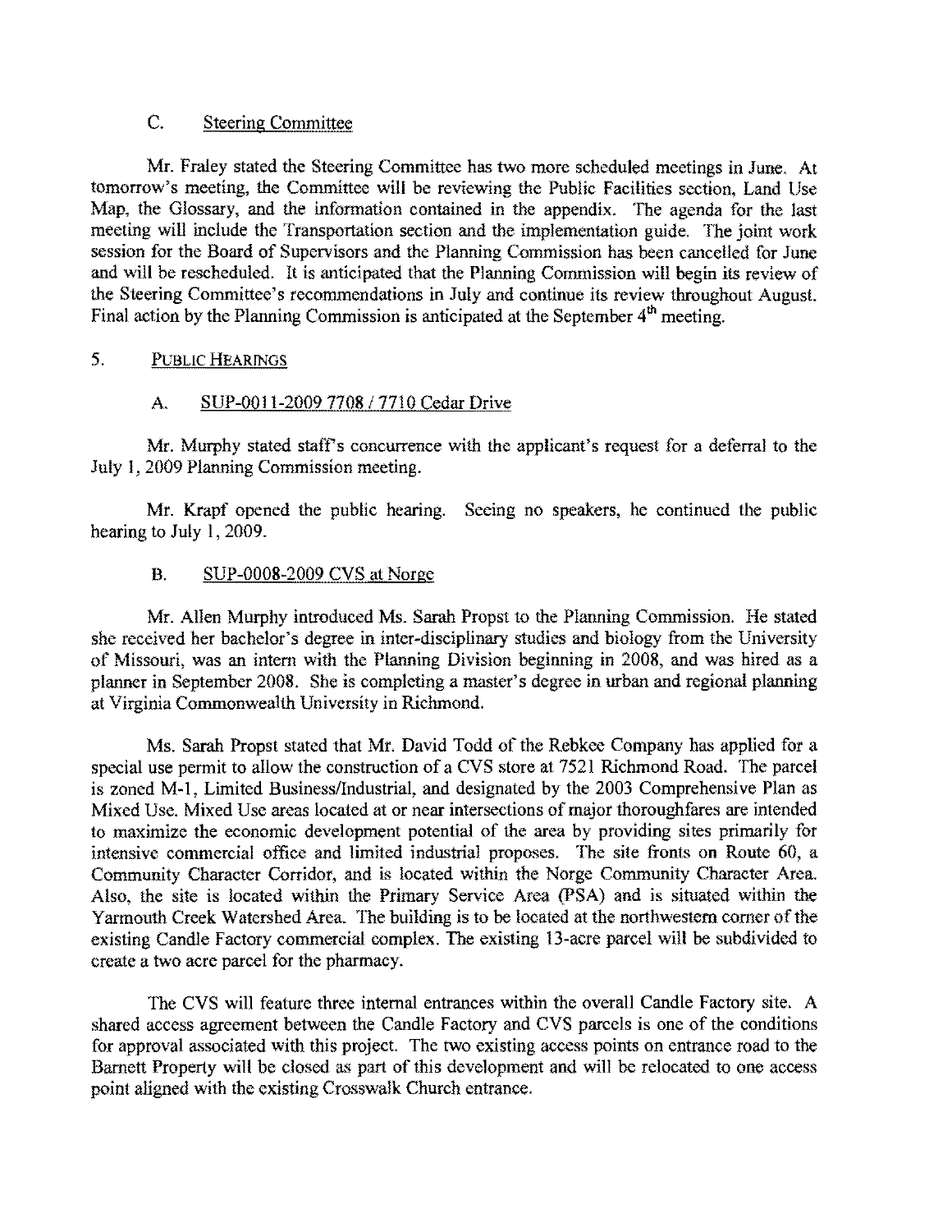### C. Steering Committee

Mr. Fraley stated the Steering Committee has two more scheduled meetings in June. At tomorrow's meeting, the Committee will be reviewing the Public Facilities section, Land Use Map, the Glossary, and the information contained in the appendix. The agenda for the last meeting will include the Transportation section and the implementation guide. The joint work session for the Board of Supervisors and the Planning Commission has been cancelled for June and will be rescheduled. It is anticipated that the Planning Commission will begin its review of the Steering Committee's recommendations in July and continue its review throughout August. Final action by the Planning Commission is anticipated at the September 4th meeting.

## 5. PUBLIC HEARINGS

### A. SUP-0011-2009 7708 / 7710 Cedar Drive

Mr. Murphy stated staff's concurrence with the applicant's request for a deferral to the July 1, 2009 Planning Commission meeting.

Mr. Krapf opened the public hearing. Seeing no speakers, he continued the public hearing to July 1, 2009.

### B. SUP-0008-2009 CVS at Norge

Mr. Allen Murphy introduced Ms. Sarah Propst to the Planning Commission. He stated she received her bachelor's degree in inter-disciplinary studies and biology from the University of Missouri, was an intern with the Planning Division beginning in 2008, and was hired as a planner in September 2008. She is completing a master's degree in urban and regional planning at Virginia Commonwealth University in Richmond.

Ms. Sarah Propst stated that Mr. David Todd of the Rebkee Company has applied for a special use permit to allow the construction of a CVS store at 7521 Richmond Road. The parcel is zoned M-1, Limited Business/Industrial, and designated by the 2003 Comprehensive Plan as Mixed Use. Mixed Use areas located at or near intersections of major thoroughfares are intended to maximize the economic development potential of the area by providing sites primarily for intensive commercial office and limited industrial proposes. The site fronts on Route 60, a Community Character Corridor, and is located within the Norge Community Character Area. Also, the site is located within the Primary Service Area (PSA) and is situated within the Yarmouth Creek Watershed Area. The building is to be located at the northwestern corner of the existing Candle Factory commercial complex. The existing 13-acre parcel will be subdivided to create a two acre parcel for the pharmacy.

The CVS will feature three internal entrances within the overall Candle Factory site. A shared access agreement between the Candle Factory and CVS parcels is one of the conditions for approval associated with this project. The two existing access points on entrance road to the Barnett Property will be closed as part of this development and will be relocated to one access point aligned with the existing Crosswalk Church entrance.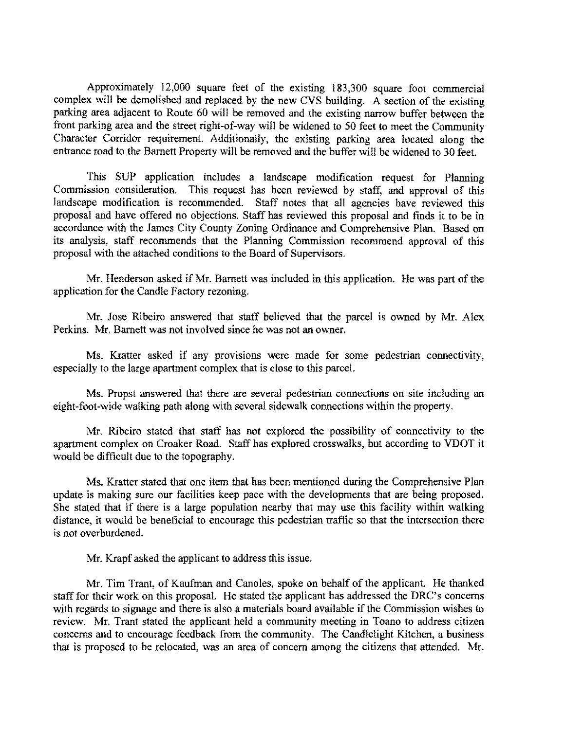Approximately 12,000 square feet of the existing 183,300 square foot commercial complex will be demolished and replaced by the new CVS building. A section of the existing parking area adjacent to Route 60 will be removed and the existing narrow buffer between the front parking area and the street right-of-way will be widened to 50 feet to meet the Community Character Corridor requirement. Additionally, the existing parking area located along the entrance road to the Barnett Property will be removed and the buffer will be widened to 30 feet.

This SUP application includes a landscape modification request for Planning Commission consideration. This request has been reviewed by staff, and approval of this landscape modification is recommended. Staff notes that all agencies have reviewed this proposal and have offered no objections. Staff has reviewed this proposal and finds it to be in accordance with the James City County Zoning Ordinance and Comprehensive Plan. Based on its analysis, staff recommends that the Planning Commission recommend approval of this proposal with the attached conditions to the Board of Supervisors.

Mr. Henderson asked if Mr. Barnett was included in this application. He was part of the application for the Candle Factory rezoning.

Mr. Jose Ribeiro answered that staff believed that the parcel is owned by Mr. Alex Perkins. Mr. Barnett was not involved since he was not an owner.

Ms. Kratter asked if any provisions were made for some pedestrian connectivity, especially to the large apartment complex that is close to this parcel.

Ms. Propst answered that there are several pedestrian connections on site including an eight-foot-wide walking path along with several sidewalk connections within the property.

Mr. Ribeiro stated that staff has not explored the possibility of connectivity to the apartment complex on Croaker Road. Staff has explored crosswalks, but according to VDOT it would be difficult due to the topography.

Ms. Kratter stated that one item that has been mentioned during the Comprehensive Plan update is making sure our facilities keep pace with the developments that are being proposed. She stated that if there is a large population nearby that may use this facility within walking distance, it would be beneficial to encourage this pedestrian traffic so that the intersection there is not overburdened.

Mr. Krapf asked the applicant to address this issue.

Mr. Tim Trant, of Kaufman and Canoles, spoke on behalf of the applicant. He thanked staff for their work on this proposal. He stated the applicant has addressed the DRC's concerns with regards to signage and there is also a materials board available if the Commission wishes to review. Mr. Trant stated the applicant held a community meeting in Toano to address citizen concerns and to encourage feedback from the community. The Candlelight Kitchen, a business that is proposed to be relocated, was an area of concern among the citizens that attended. Mr.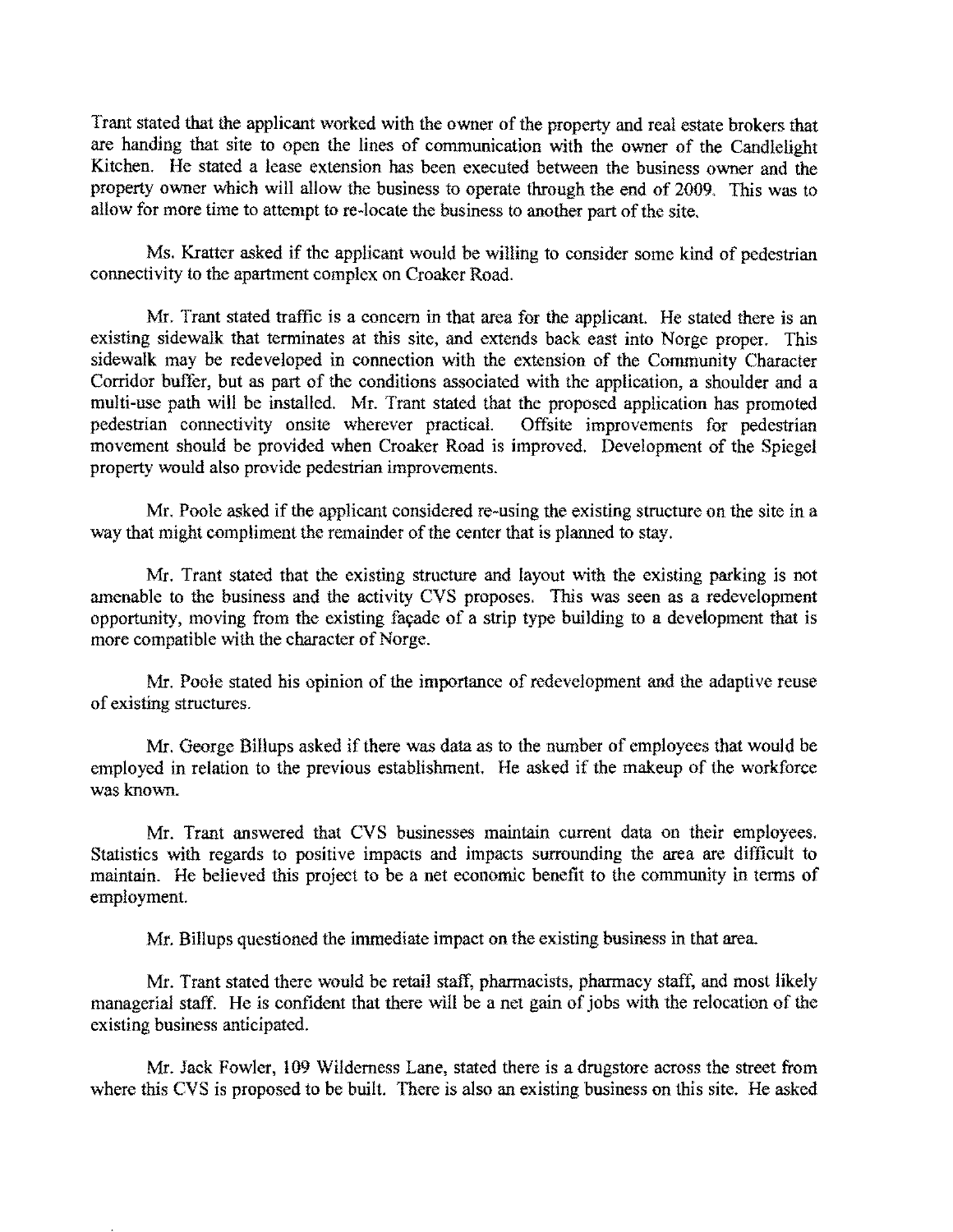Trant stated that the applicant worked with the owner of the property and real estate brokers that are handing that site to open the lines of communication with the owner of the Candlelight Kitchen. He stated a lease extension has been executed between the business owner and the property owner which will allow the business to operate through the end of 2009. This was to allow for more time to attempt to re-locate the business to another part of the site.

Ms. Kratter asked if the applicant would be willing to consider some kind of pedestrian connectivity to the apartment complex on Croaker Road.

Mr. Trant stated traffic is a concern in that area for the applicant. He stated there is an existing sidewalk that terminates at this site, and extends back east into Norge proper. This sidewalk may be redeveloped in connection with the extension of the Community Character Corridor buffer, but as part of the conditions associated with the application, a shoulder and a multi-use path will be installed. Mr. Trant stated that the proposed application has promoted pedestrian connectivity onsite wherever practical. Offsite improvements for pedestrian movement should be provided when Croaker Road is improved. Development of the Spiegel property would also provide pedestrian improvements.

Mr. Poole asked if the applicant considered re-using the existing structure on the site in a way that might compliment the remainder of the center that is planned to stay.

Mr. Trant stated that the existing structure and layout with the existing parking is not amenable to the business and the activity CVS proposes. This was seen as a redevelopment opportunity, moving from the existing façade of a strip type building to a development that is more compatible with the character of Norge.

Mr. Poole stated his opinion of the importance of redevelopment and the adaptive reuse of existing structures.

Mr. George Billups asked if there was data as to the number of employees that would be employed in relation to the previous establishment. He asked if the makeup of the workforce was known.

Mr. Trant answered that CVS businesses maintain current data on their employees. Statistics with regards to positive impacts and impacts surrounding the area are difficult to maintain. He believed this project to be a net economic benefit to the community in terms of employment.

Mr. Billups questioned the immediate impact on the existing business in that area.

Mr. Trant stated there would be retail staff, pharmacists, pharmacy staff, and most likely managerial staff. He is confident that there will be a net gain of jobs with the relocation of the existing business anticipated.

Mr. Jack Fowler, 109 Wilderness Lane, stated there is a drugstore across the street from where this CVS is proposed to be built. There is also an existing business on this site. He asked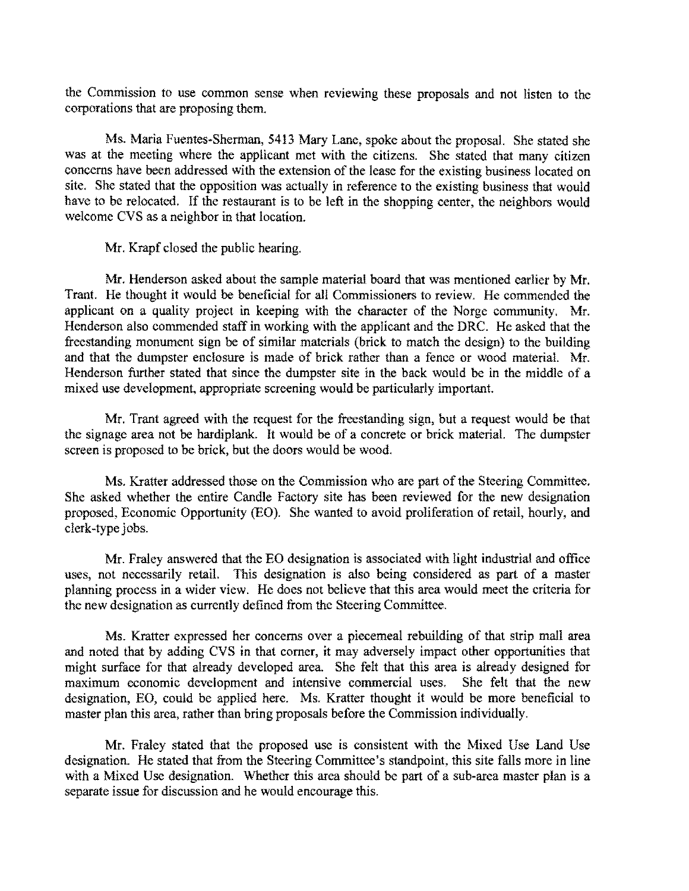the Commission to use common sense when reviewing these proposals and not listen to the corporations that are proposing them.

Ms. Maria Fuentes-Sherman, 5413 Mary Lane, spoke about the proposal. She stated she was at the meeting where the applicant met with the citizens. She stated that many citizen concerns have been addressed with the extension of the lease for the existing business located on site. She stated that the opposition was actually in reference to the existing business that would have to be relocated. If the restaurant is to be left in the shopping center, the neighbors would welcome CVS as a neighbor in that location.

Mr. Krapf closed the public hearing.

Mr. Henderson asked about the sample material board that was mentioned earlier by Mr. Trant. He thought it would be beneficial for all Commissioners to review. He commended the applicant on a quality project in keeping with the character of the Norge community. Mr. Henderson also commended staff in working with the applicant and the DRC. He asked that the freestanding monument sign be of similar materials (brick to match the design) to the building and that the dumpster enclosure is made of brick rather than a fence or wood material. Mr. Henderson further stated that since the dumpster site in the back would be in the middle of a mixed use development, appropriate screening would be particularly important.

Mr. Trant agreed with the request for the freestanding sign, but a request would be that the signage area not be hardiplank. It would be of a concrete or brick material. The dumpster screen is proposed to be brick, but the doors would be wood.

Ms. Kratter addressed those on the Commission who are part of the Steering Committee. She asked whether the entire Candle Factory site has been reviewed for the new designation proposed, Economic Opportunity (EO). She wanted to avoid proliferation of retail, hourly, and clerk-type jobs.

Mr. Fraley answered that the EO designation is associated with light industrial and office uses, not necessarily retail. This designation is also being considered as part of a master planning process in a wider view. He does not believe that this area would meet the criteria for the new designation as currently defined from the Steering Committee.

Ms. Kratter expressed her concerns over a piecemeal rebuilding of that strip mall area and noted that by adding CVS in that corner, it may adversely impact other opportunities that might surface for that already developed area. She felt that this area is already designed for maximum economic development and intensive commercial uses. She felt that the new designation, EO, could be applied here. Ms. Kratter thought it would be more beneficial to master plan this area, rather than bring proposals before the Commission individually.

Mr. Fraley stated that the proposed use is consistent with the Mixed Use Land Use designation. He stated that from the Steering Committee's standpoint, this site falls more in line with a Mixed Use designation. Whether this area should be part of a sub-area master plan is a separate issue for discussion and he would encourage this.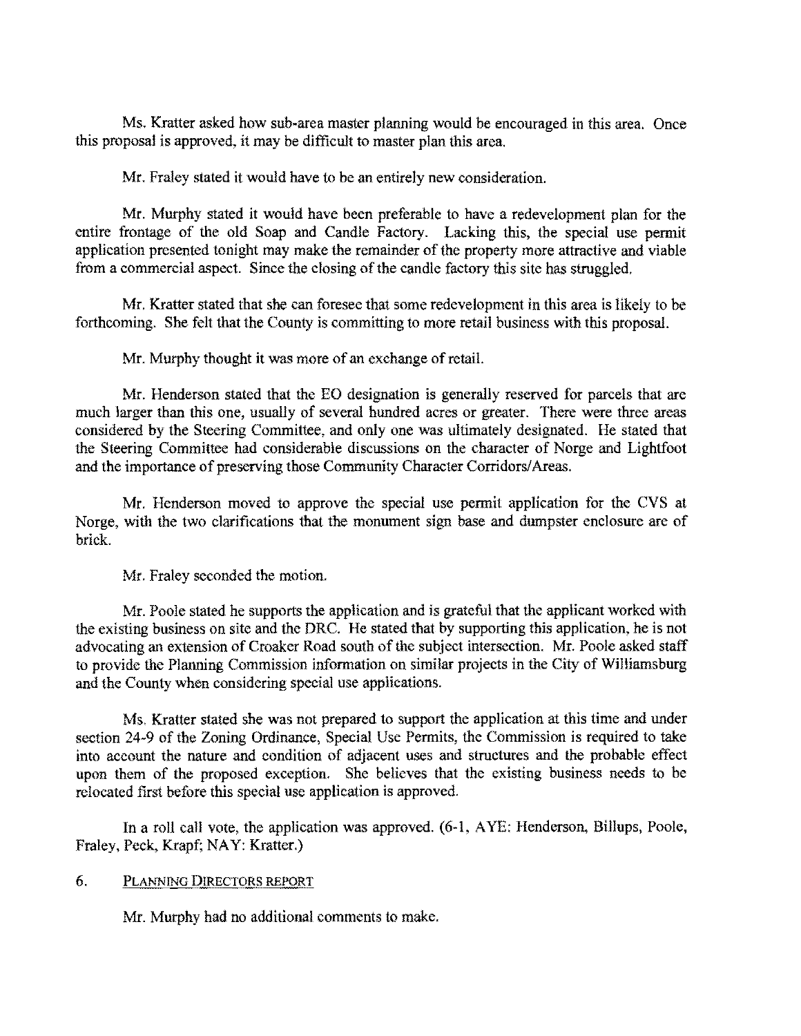Ms. Kratter asked how sub-area master planning would be encouraged in this area. Once this proposal is approved, it may be difficult to master plan this area.

Mr. Fraley stated it would have to be an entirely new consideration.

Mr. Murphy stated it would have been preferable to have a redevelopment plan for the entire frontage of the old Soap and Candle Factory. Lacking this, the special use permit application presented tonight may make the remainder of the property more attractive and viable from a commercial aspect. Since the closing of the candle factory this site has struggled.

Mr. Kratter stated that she can foresee that some redevelopment in this area is likely to be forthcoming. She felt that the County is committing to more retail business with this proposal.

Mr. Murphy thought it was more of an exchange of retail.

Mr. Henderson stated that the EO designation is generally reserved for parcels that are much larger than this one, usually of several hundred acres or greater. There were three areas considered by the Steering Committee, and only one was ultimately designated. He stated that the Steering Committee had considerable discussions on the character of Norge and Lightfoot and the importance of preserving those Community Character Corridors/Areas.

Mr. Henderson moved to approve the special use permit application for the CVS at Norge, with the two clarifications that the monument sign base and dumpster enclosure are of brick.

Mr. Fraley seconded the motion.

Mr. Poole stated he supports the application and is grateful that the applicant worked with the existing business on site and the DRC. He stated that by supporting this application, he is not advocating an extension of Croaker Road south of the subject intersection. Mr. Poole asked staff to provide the Planning Commission information on similar projects in the City of Williamsburg and the County when considering special use applications.

Ms. Kratter stated she was not prepared to support the application at this time and under section 24-9 of the Zoning Ordinance, Special Use Permits, the Commission is required to take into account the nature and condition of adjacent uses and structures and the probable effect upon them of the proposed exception. She believes that the existing business needs to be relocated first before this special use application is approved.

In a roll call vote, the application was approved. (6-1, AYE: Henderson, Billups, Poole, Fraley, Peck, Krapf; NAY: Kratter.)

6. PLANNING DIRECTORS REPORT

Mr. Murphy had no additional comments to make.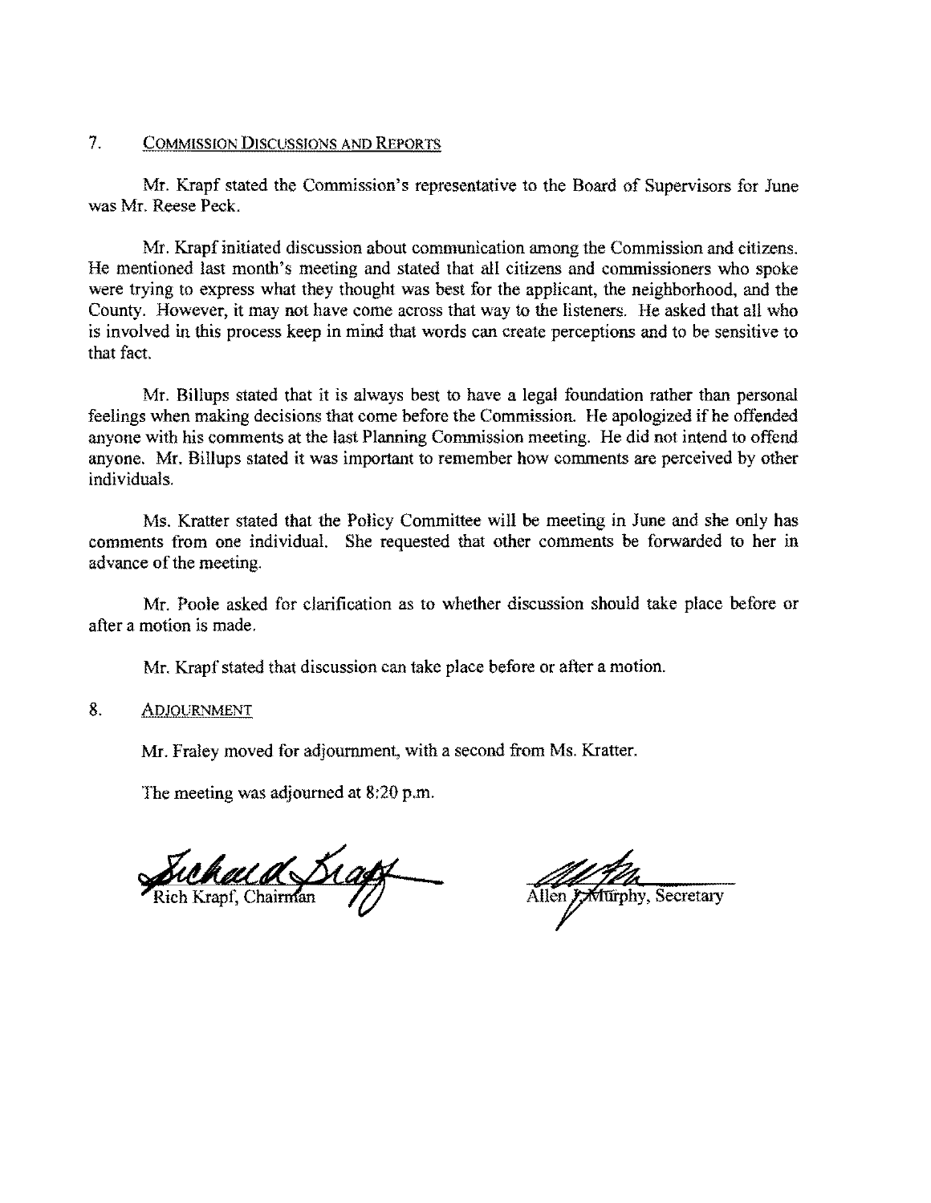## 7. Commission Discussions and Reports

Mr. Krapf stated the Commission's representative to the Board of Supervisors for June was Mr. Reese Peck.

Mr. Krapf initiated discussion about communication among the Commission and citizens. He mentioned last month's meeting and stated that all citizens and commissioners who spoke were trying to express what they thought was best for the applicant, the neighborhood, and the County. However, it may not have come across that way to the listeners. He asked that all who is involved in this process keep in mind that words can create perceptions and to be sensitive to that fact.

Mr. Billups stated that it is always best to have a legal foundation rather than personal feelings when making decisions that come before the Commission. He apologized if he offended anyone with his comments at the last Planning Commission meeting. He did not intend to offend anyone. Mr. Billups stated it was important to remember how comments are perceived by other individuals.

Ms. Kratter stated that the Policy Committee will be meeting in June and she only has comments from one individual. She requested that other comments be forwarded to her in advance of the meeting.

Mr. Poole asked for clarification as to whether discussion should take place before or after a motion is made.

Mr. Krapf stated that discussion can take place before or after a motion.

## 8. Adjournment

Mr. Fraley moved for adjournment, with a second from Ms. Kratter.

The meeting was adjourned at 8:20 p.m.

Rich Krapf, Chairman

Allen J. Murphy, Secretary